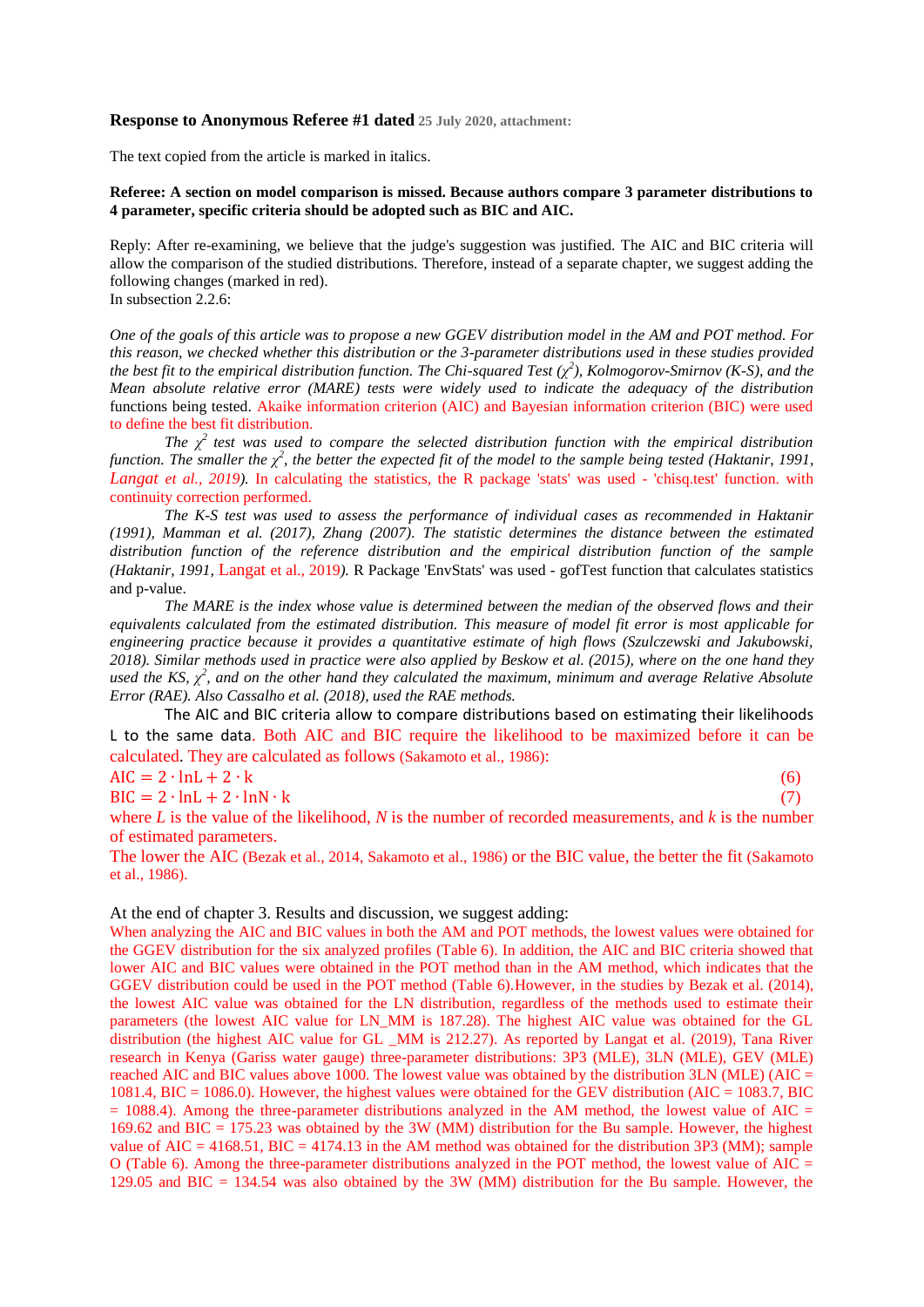**Response to Anonymous Referee #1 dated** 25 July 2020, attachment:

The text copied from the article is marked in italics.

**Referee: A section on model comparison is missed. Because authors compare 3 parameter distributions to 4 parameter, specific criteria should be adopted such as BIC and AIC.**

Reply: After re-examining, we believe that the judge's suggestion was justified. The AIC and BIC criteria will allow the comparison of the studied distributions. Therefore, instead of a separate chapter, we suggest adding the following changes (marked in red).
In subsection 2.2.6:

*One of the goals of this article was to propose a new GGEV distribution model in the AM and POT method. For this reason, we checked whether this distribution or the 3-parameter distributions used in these studies provided the best fit to the empirical distribution function. The Chi-squared Test ($\chi^2$), Kolmogorov-Smirnov (K-S), and the Mean absolute relative error (MARE) tests were widely used to indicate the adequacy of the distribution* functions being tested. Akaike information criterion (AIC) and Bayesian information criterion (BIC) were used to define the best fit distribution.

*The $\chi^2$ test was used to compare the selected distribution function with the empirical distribution function. The smaller the $\chi^2$, the better the expected fit of the model to the sample being tested (Haktanir, 1991,* *Langat et al., 2019*). In calculating the statistics, the R package 'stats' was used - 'chisq.test' function. with continuity correction performed.

*The K-S test was used to assess the performance of individual cases as recommended in Haktanir (1991), Mamman et al. (2017), Zhang (2007). The statistic determines the distance between the estimated distribution function of the reference distribution and the empirical distribution function of the sample (Haktanir, 1991,* Langat et al., 2019*).* R Package 'EnvStats' was used - gofTest function that calculates statistics and p-value.

*The MARE is the index whose value is determined between the median of the observed flows and their equivalents calculated from the estimated distribution. This measure of model fit error is most applicable for engineering practice because it provides a quantitative estimate of high flows (Szulczewski and Jakubowski, 2018). Similar methods used in practice were also applied by Beskow et al. (2015), where on the one hand they used the KS, $\chi^2$, and on the other hand they calculated the maximum, minimum and average Relative Absolute Error (RAE). Also Cassalho et al. (2018), used the RAE methods.*

The AIC and BIC criteria allow to compare distributions based on estimating their likelihoods L to the same data. Both AIC and BIC require the likelihood to be maximized before it can be calculated. They are calculated as follows (Sakamoto et al., 1986):

$$\mathrm{AIC} = 2 \cdot \ln L + 2 \cdot k \quad (6)$$

$$\mathrm{BIC} = 2 \cdot \ln L + 2 \cdot \ln N \cdot k \quad (7)$$

where $L$ is the value of the likelihood, $N$ is the number of recorded measurements, and $k$ is the number of estimated parameters.

The lower the AIC (Bezak et al., 2014, Sakamoto et al., 1986) or the BIC value, the better the fit (Sakamoto et al., 1986).

At the end of chapter 3. Results and discussion, we suggest adding:

When analyzing the AIC and BIC values in both the AM and POT methods, the lowest values were obtained for the GGEV distribution for the six analyzed profiles (Table 6). In addition, the AIC and BIC criteria showed that lower AIC and BIC values were obtained in the POT method than in the AM method, which indicates that the GGEV distribution could be used in the POT method (Table 6).However, in the studies by Bezak et al. (2014), the lowest AIC value was obtained for the LN distribution, regardless of the methods used to estimate their parameters (the lowest AIC value for LN_MM is 187.28). The highest AIC value was obtained for the GL distribution (the highest AIC value for GL _MM is 212.27). As reported by Langat et al. (2019), Tana River research in Kenya (Gariss water gauge) three-parameter distributions: 3P3 (MLE), 3LN (MLE), GEV (MLE) reached AIC and BIC values above 1000. The lowest value was obtained by the distribution 3LN (MLE) (AIC = 1081.4, BIC = 1086.0). However, the highest values were obtained for the GEV distribution (AIC = 1083.7, BIC = 1088.4). Among the three-parameter distributions analyzed in the AM method, the lowest value of AIC = 169.62 and BIC = 175.23 was obtained by the 3W (MM) distribution for the Bu sample. However, the highest value of AIC = 4168.51, BIC = 4174.13 in the AM method was obtained for the distribution 3P3 (MM); sample O (Table 6). Among the three-parameter distributions analyzed in the POT method, the lowest value of AIC = 129.05 and BIC = 134.54 was also obtained by the 3W (MM) distribution for the Bu sample. However, the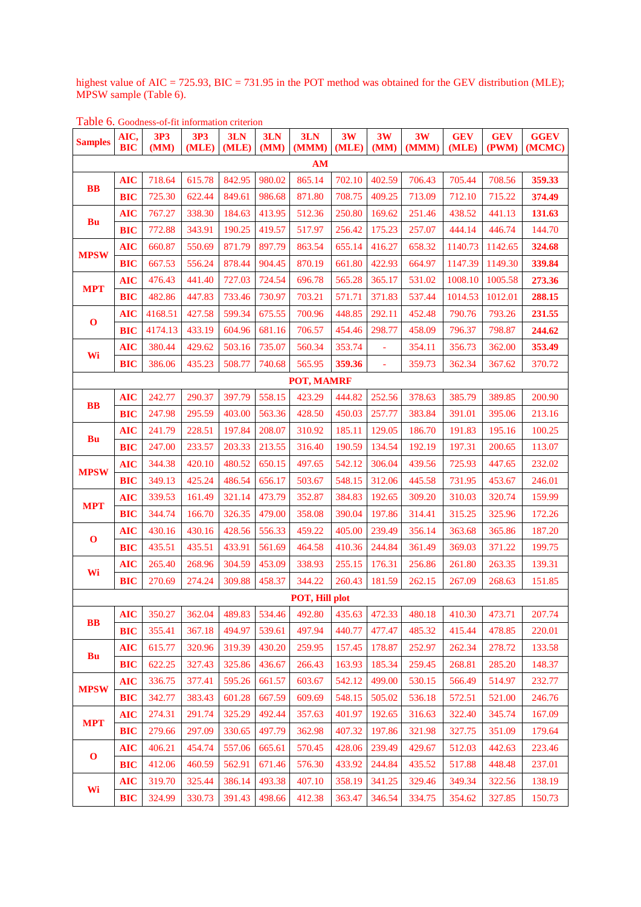highest value of AIC = 725.93, BIC = 731.95 in the POT method was obtained for the GEV distribution (MLE); MPSW sample (Table 6).

Table 6. Goodness-of-fit information criterion

| Samples | AIC, BIC | 3P3 (MM) | 3P3 (MLE) | 3LN (MLE) | 3LN (MM) | 3LN (MMM) | 3W (MLE) | 3W (MM) | 3W (MMM) | GEV (MLE) | GEV (PWM) | GGEV (MCMC) |
|---|---|---|---|---|---|---|---|---|---|---|---|---|
| **AM** | | | | | | | | | | | | |
| **BB** | **AIC** | 718.64 | 615.78 | 842.95 | 980.02 | 865.14 | 702.10 | 402.59 | 706.43 | 705.44 | 708.56 | **359.33** |
| | **BIC** | 725.30 | 622.44 | 849.61 | 986.68 | 871.80 | 708.75 | 409.25 | 713.09 | 712.10 | 715.22 | **374.49** |
| **Bu** | **AIC** | 767.27 | 338.30 | 184.63 | 413.95 | 512.36 | 250.80 | 169.62 | 251.46 | 438.52 | 441.13 | **131.63** |
| | **BIC** | 772.88 | 343.91 | 190.25 | 419.57 | 517.97 | 256.42 | 175.23 | 257.07 | 444.14 | 446.74 | 144.70 |
| **MPSW** | **AIC** | 660.87 | 550.69 | 871.79 | 897.79 | 863.54 | 655.14 | 416.27 | 658.32 | 1140.73 | 1142.65 | **324.68** |
| | **BIC** | 667.53 | 556.24 | 878.44 | 904.45 | 870.19 | 661.80 | 422.93 | 664.97 | 1147.39 | 1149.30 | **339.84** |
| **MPT** | **AIC** | 476.43 | 441.40 | 727.03 | 724.54 | 696.78 | 565.28 | 365.17 | 531.02 | 1008.10 | 1005.58 | **273.36** |
| | **BIC** | 482.86 | 447.83 | 733.46 | 730.97 | 703.21 | 571.71 | 371.83 | 537.44 | 1014.53 | 1012.01 | **288.15** |
| **O** | **AIC** | 4168.51 | 427.58 | 599.34 | 675.55 | 700.96 | 448.85 | 292.11 | 452.48 | 790.76 | 793.26 | **231.55** |
| | **BIC** | 4174.13 | 433.19 | 604.96 | 681.16 | 706.57 | 454.46 | 298.77 | 458.09 | 796.37 | 798.87 | **244.62** |
| **Wi** | **AIC** | 380.44 | 429.62 | 503.16 | 735.07 | 560.34 | 353.74 | - | 354.11 | 356.73 | 362.00 | **353.49** |
| | **BIC** | 386.06 | 435.23 | 508.77 | 740.68 | 565.95 | **359.36** | - | 359.73 | 362.34 | 367.62 | 370.72 |
| **POT, MAMRF** | | | | | | | | | | | | |
| **BB** | **AIC** | 242.77 | 290.37 | 397.79 | 558.15 | 423.29 | 444.82 | 252.56 | 378.63 | 385.79 | 389.85 | 200.90 |
| | **BIC** | 247.98 | 295.59 | 403.00 | 563.36 | 428.50 | 450.03 | 257.77 | 383.84 | 391.01 | 395.06 | 213.16 |
| **Bu** | **AIC** | 241.79 | 228.51 | 197.84 | 208.07 | 310.92 | 185.11 | 129.05 | 186.70 | 191.83 | 195.16 | 100.25 |
| | **BIC** | 247.00 | 233.57 | 203.33 | 213.55 | 316.40 | 190.59 | 134.54 | 192.19 | 197.31 | 200.65 | 113.07 |
| **MPSW** | **AIC** | 344.38 | 420.10 | 480.52 | 650.15 | 497.65 | 542.12 | 306.04 | 439.56 | 725.93 | 447.65 | 232.02 |
| | **BIC** | 349.13 | 425.24 | 486.54 | 656.17 | 503.67 | 548.15 | 312.06 | 445.58 | 731.95 | 453.67 | 246.01 |
| **MPT** | **AIC** | 339.53 | 161.49 | 321.14 | 473.79 | 352.87 | 384.83 | 192.65 | 309.20 | 310.03 | 320.74 | 159.99 |
| | **BIC** | 344.74 | 166.70 | 326.35 | 479.00 | 358.08 | 390.04 | 197.86 | 314.41 | 315.25 | 325.96 | 172.26 |
| **O** | **AIC** | 430.16 | 430.16 | 428.56 | 556.33 | 459.22 | 405.00 | 239.49 | 356.14 | 363.68 | 365.86 | 187.20 |
| | **BIC** | 435.51 | 435.51 | 433.91 | 561.69 | 464.58 | 410.36 | 244.84 | 361.49 | 369.03 | 371.22 | 199.75 |
| **Wi** | **AIC** | 265.40 | 268.96 | 304.59 | 453.09 | 338.93 | 255.15 | 176.31 | 256.86 | 261.80 | 263.35 | 139.31 |
| | **BIC** | 270.69 | 274.24 | 309.88 | 458.37 | 344.22 | 260.43 | 181.59 | 262.15 | 267.09 | 268.63 | 151.85 |
| **POT, Hill plot** | | | | | | | | | | | | |
| **BB** | **AIC** | 350.27 | 362.04 | 489.83 | 534.46 | 492.80 | 435.63 | 472.33 | 480.18 | 410.30 | 473.71 | 207.74 |
| | **BIC** | 355.41 | 367.18 | 494.97 | 539.61 | 497.94 | 440.77 | 477.47 | 485.32 | 415.44 | 478.85 | 220.01 |
| **Bu** | **AIC** | 615.77 | 320.96 | 319.39 | 430.20 | 259.95 | 157.45 | 178.87 | 252.97 | 262.34 | 278.72 | 133.58 |
| | **BIC** | 622.25 | 327.43 | 325.86 | 436.67 | 266.43 | 163.93 | 185.34 | 259.45 | 268.81 | 285.20 | 148.37 |
| **MPSW** | **AIC** | 336.75 | 377.41 | 595.26 | 661.57 | 603.67 | 542.12 | 499.00 | 530.15 | 566.49 | 514.97 | 232.77 |
| | **BIC** | 342.77 | 383.43 | 601.28 | 667.59 | 609.69 | 548.15 | 505.02 | 536.18 | 572.51 | 521.00 | 246.76 |
| **MPT** | **AIC** | 274.31 | 291.74 | 325.29 | 492.44 | 357.63 | 401.97 | 192.65 | 316.63 | 322.40 | 345.74 | 167.09 |
| | **BIC** | 279.66 | 297.09 | 330.65 | 497.79 | 362.98 | 407.32 | 197.86 | 321.98 | 327.75 | 351.09 | 179.64 |
| **O** | **AIC** | 406.21 | 454.74 | 557.06 | 665.61 | 570.45 | 428.06 | 239.49 | 429.67 | 512.03 | 442.63 | 223.46 |
| | **BIC** | 412.06 | 460.59 | 562.91 | 671.46 | 576.30 | 433.92 | 244.84 | 435.52 | 517.88 | 448.48 | 237.01 |
| **Wi** | **AIC** | 319.70 | 325.44 | 386.14 | 493.38 | 407.10 | 358.19 | 341.25 | 329.46 | 349.34 | 322.56 | 138.19 |
| | **BIC** | 324.99 | 330.73 | 391.43 | 498.66 | 412.38 | 363.47 | 346.54 | 334.75 | 354.62 | 327.85 | 150.73 |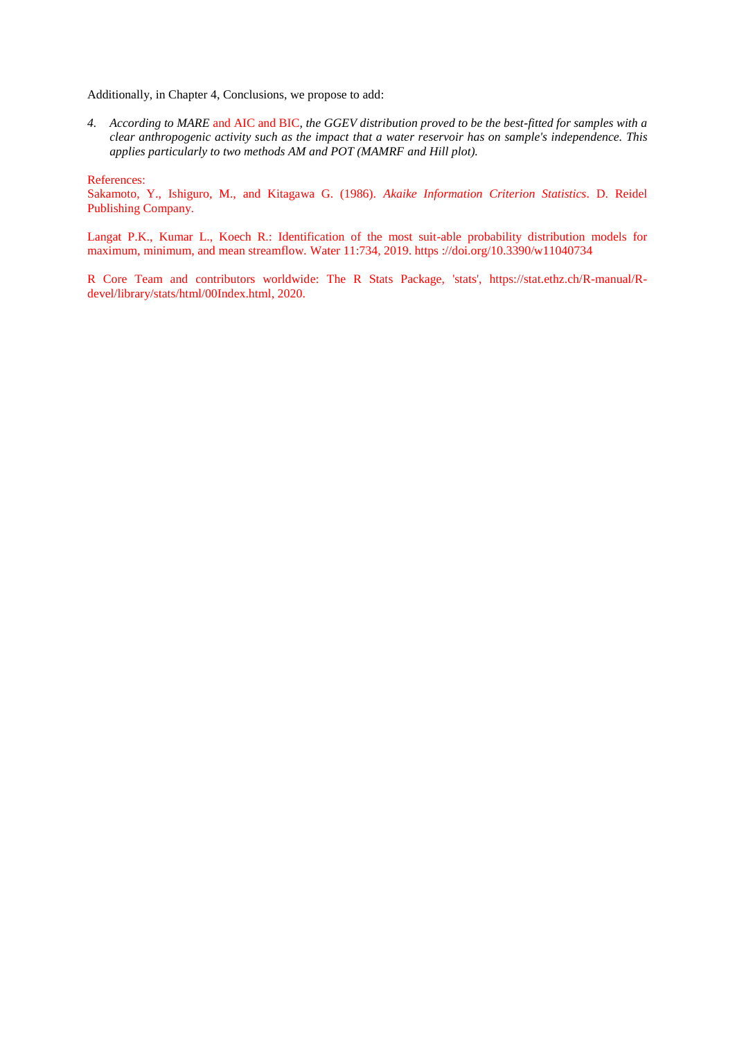Additionally, in Chapter 4, Conclusions, we propose to add:

4. *According to MARE* and AIC and BIC, *the GGEV distribution proved to be the best-fitted for samples with a clear anthropogenic activity such as the impact that a water reservoir has on sample's independence. This applies particularly to two methods AM and POT (MAMRF and Hill plot).*

References:

Sakamoto, Y., Ishiguro, M., and Kitagawa G. (1986). *Akaike Information Criterion Statistics*. D. Reidel Publishing Company.

Langat P.K., Kumar L., Koech R.: Identification of the most suit-able probability distribution models for maximum, minimum, and mean streamflow. Water 11:734, 2019. https ://doi.org/10.3390/w11040734

R Core Team and contributors worldwide: The R Stats Package, 'stats', https://stat.ethz.ch/R-manual/R-devel/library/stats/html/00Index.html, 2020.